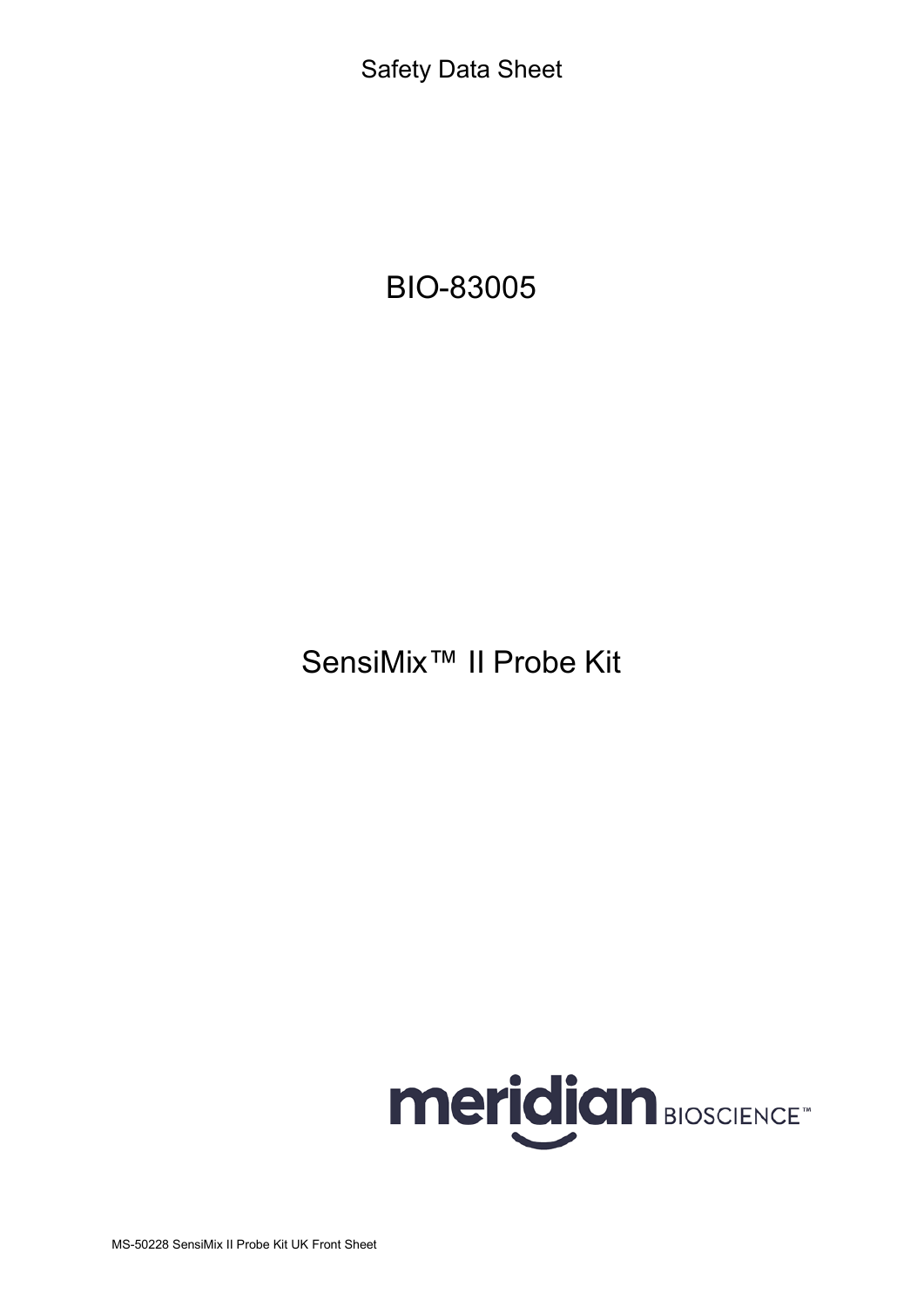Safety Data Sheet

# BIO-83005

# SensiMix™ II Probe Kit

meridian BIOSCIENCE™

MS-50228 SensiMix II Probe Kit UK Front Sheet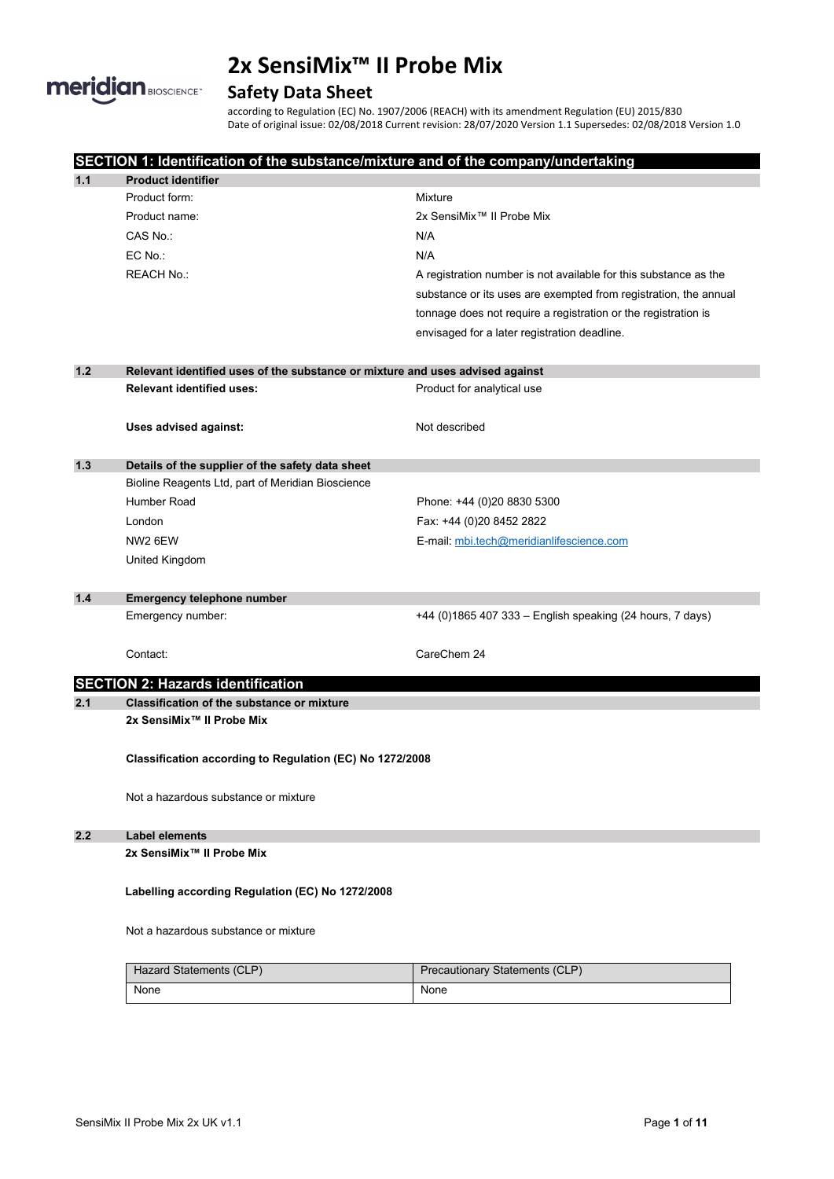# 2x SensiMix™ II Probe Mix

## Safety Data Sheet

according to Regulation (EC) No. 1907/2006 (REACH) with its amendment Regulation (EU) 2015/830
Date of original issue: 02/08/2018 Current revision: 28/07/2020 Version 1.1 Supersedes: 02/08/2018 Version 1.0

## SECTION 1: Identification of the substance/mixture and of the company/undertaking

### 1.1 Product identifier

| | |
|---|---|
| Product form: | Mixture |
| Product name: | 2x SensiMix™ II Probe Mix |
| CAS No.: | N/A |
| EC No.: | N/A |
| REACH No.: | A registration number is not available for this substance as the substance or its uses are exempted from registration, the annual tonnage does not require a registration or the registration is envisaged for a later registration deadline. |

### 1.2 Relevant identified uses of the substance or mixture and uses advised against

| | |
|---|---|
| **Relevant identified uses:** | Product for analytical use |
| **Uses advised against:** | Not described |

### 1.3 Details of the supplier of the safety data sheet

Bioline Reagents Ltd, part of Meridian Bioscience
Humber Road
London
NW2 6EW
United Kingdom

Phone: +44 (0)20 8830 5300
Fax: +44 (0)20 8452 2822
E-mail: mbi.tech@meridianlifescience.com

### 1.4 Emergency telephone number

| | |
|---|---|
| Emergency number: | +44 (0)1865 407 333 – English speaking (24 hours, 7 days) |
| Contact: | CareChem 24 |

## SECTION 2: Hazards identification

### 2.1 Classification of the substance or mixture

**2x SensiMix™ II Probe Mix**

**Classification according to Regulation (EC) No 1272/2008**

Not a hazardous substance or mixture

### 2.2 Label elements

**2x SensiMix™ II Probe Mix**

**Labelling according Regulation (EC) No 1272/2008**

Not a hazardous substance or mixture

| Hazard Statements (CLP) | Precautionary Statements (CLP) |
|---|---|
| None | None |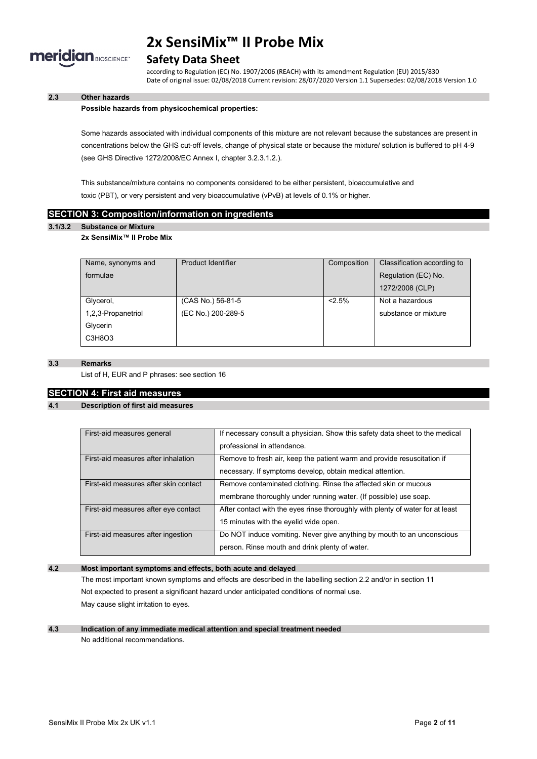### 2.3 Other hazards

**Possible hazards from physicochemical properties:**

Some hazards associated with individual components of this mixture are not relevant because the substances are present in concentrations below the GHS cut-off levels, change of physical state or because the mixture/ solution is buffered to pH 4-9 (see GHS Directive 1272/2008/EC Annex I, chapter 3.2.3.1.2.).

This substance/mixture contains no components considered to be either persistent, bioaccumulative and toxic (PBT), or very persistent and very bioaccumulative (vPvB) at levels of 0.1% or higher.

## SECTION 3: Composition/information on ingredients

### 3.1/3.2 Substance or Mixture

**2x SensiMix™ II Probe Mix**

| Name, synonyms and formulae | Product Identifier | Composition | Classification according to Regulation (EC) No. 1272/2008 (CLP) |
|---|---|---|---|
| Glycerol, 1,2,3-Propanetriol Glycerin $C_3H_8O_3$ | (CAS No.) 56-81-5 (EC No.) 200-289-5 | <2.5% | Not a hazardous substance or mixture |

### 3.3 Remarks

List of H, EUR and P phrases: see section 16

## SECTION 4: First aid measures

### 4.1 Description of first aid measures

| | |
|---|---|
| First-aid measures general | If necessary consult a physician. Show this safety data sheet to the medical professional in attendance. |
| First-aid measures after inhalation | Remove to fresh air, keep the patient warm and provide resuscitation if necessary. If symptoms develop, obtain medical attention. |
| First-aid measures after skin contact | Remove contaminated clothing. Rinse the affected skin or mucous membrane thoroughly under running water. (If possible) use soap. |
| First-aid measures after eye contact | After contact with the eyes rinse thoroughly with plenty of water for at least 15 minutes with the eyelid wide open. |
| First-aid measures after ingestion | Do NOT induce vomiting. Never give anything by mouth to an unconscious person. Rinse mouth and drink plenty of water. |

### 4.2 Most important symptoms and effects, both acute and delayed

The most important known symptoms and effects are described in the labelling section 2.2 and/or in section 11

Not expected to present a significant hazard under anticipated conditions of normal use.

May cause slight irritation to eyes.

### 4.3 Indication of any immediate medical attention and special treatment needed

No additional recommendations.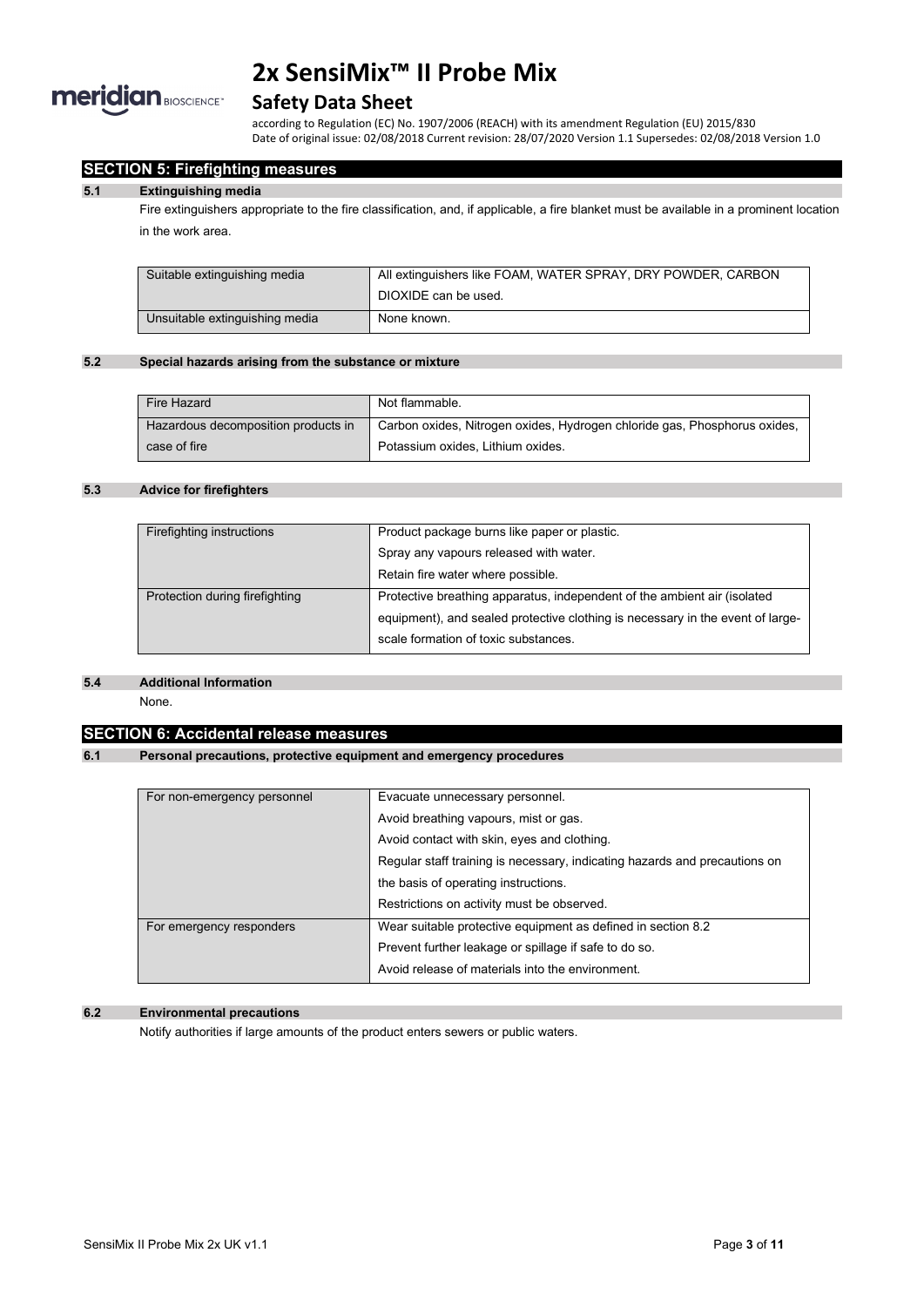## SECTION 5: Firefighting measures

### 5.1 Extinguishing media

Fire extinguishers appropriate to the fire classification, and, if applicable, a fire blanket must be available in a prominent location in the work area.

| Suitable extinguishing media | All extinguishers like FOAM, WATER SPRAY, DRY POWDER, CARBON DIOXIDE can be used. |
|---|---|
| Unsuitable extinguishing media | None known. |

### 5.2 Special hazards arising from the substance or mixture

| Fire Hazard | Not flammable. |
|---|---|
| Hazardous decomposition products in case of fire | Carbon oxides, Nitrogen oxides, Hydrogen chloride gas, Phosphorus oxides, Potassium oxides, Lithium oxides. |

### 5.3 Advice for firefighters

| Firefighting instructions | Product package burns like paper or plastic.<br>Spray any vapours released with water.<br>Retain fire water where possible. |
|---|---|
| Protection during firefighting | Protective breathing apparatus, independent of the ambient air (isolated equipment), and sealed protective clothing is necessary in the event of large-scale formation of toxic substances. |

### 5.4 Additional Information

None.

## SECTION 6: Accidental release measures

### 6.1 Personal precautions, protective equipment and emergency procedures

| For non-emergency personnel | Evacuate unnecessary personnel.<br>Avoid breathing vapours, mist or gas.<br>Avoid contact with skin, eyes and clothing.<br>Regular staff training is necessary, indicating hazards and precautions on the basis of operating instructions.<br>Restrictions on activity must be observed. |
|---|---|
| For emergency responders | Wear suitable protective equipment as defined in section 8.2<br>Prevent further leakage or spillage if safe to do so.<br>Avoid release of materials into the environment. |

### 6.2 Environmental precautions

Notify authorities if large amounts of the product enters sewers or public waters.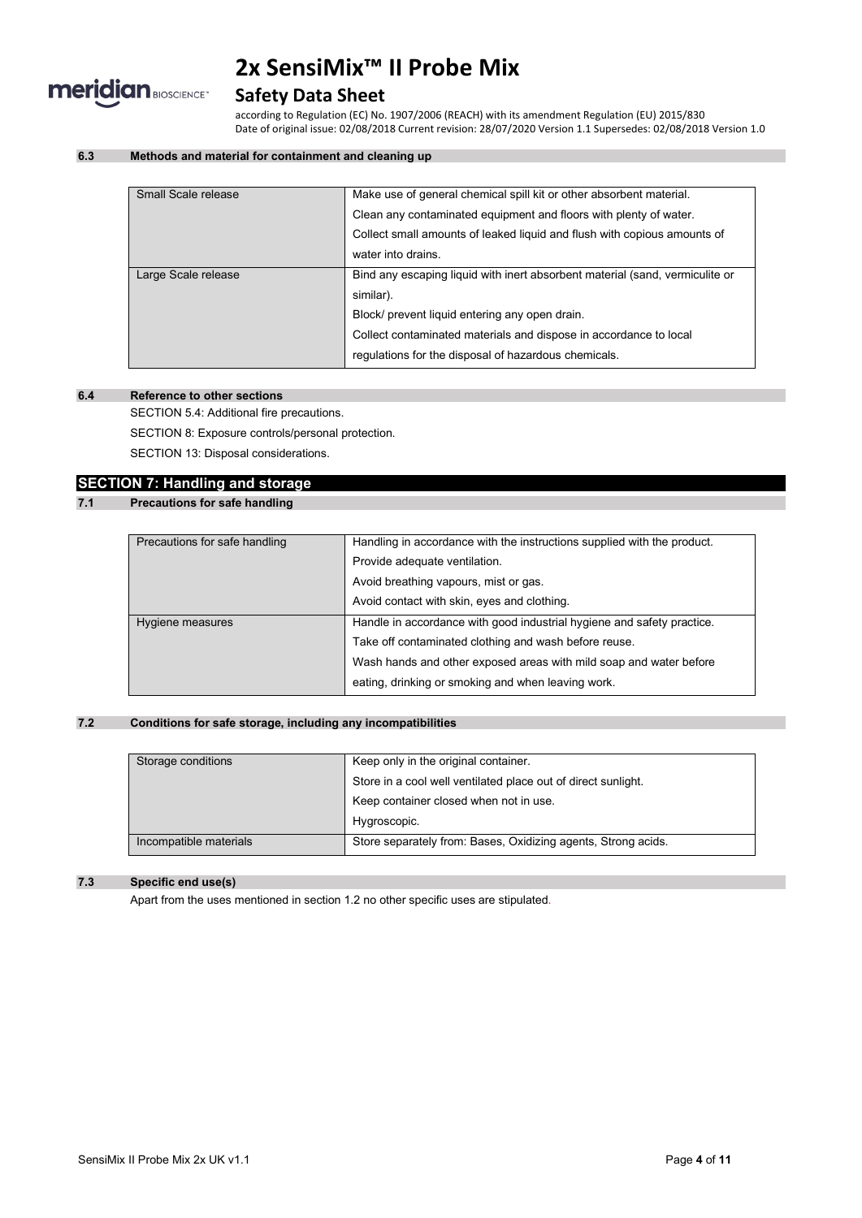#### 6.3 Methods and material for containment and cleaning up

| | |
|---|---|
| Small Scale release | Make use of general chemical spill kit or other absorbent material.<br>Clean any contaminated equipment and floors with plenty of water.<br>Collect small amounts of leaked liquid and flush with copious amounts of water into drains. |
| Large Scale release | Bind any escaping liquid with inert absorbent material (sand, vermiculite or similar).<br>Block/ prevent liquid entering any open drain.<br>Collect contaminated materials and dispose in accordance to local regulations for the disposal of hazardous chemicals. |

#### 6.4 Reference to other sections

SECTION 5.4: Additional fire precautions.

SECTION 8: Exposure controls/personal protection.

SECTION 13: Disposal considerations.

## SECTION 7: Handling and storage

#### 7.1 Precautions for safe handling

| | |
|---|---|
| Precautions for safe handling | Handling in accordance with the instructions supplied with the product.<br>Provide adequate ventilation.<br>Avoid breathing vapours, mist or gas.<br>Avoid contact with skin, eyes and clothing. |
| Hygiene measures | Handle in accordance with good industrial hygiene and safety practice.<br>Take off contaminated clothing and wash before reuse.<br>Wash hands and other exposed areas with mild soap and water before eating, drinking or smoking and when leaving work. |

#### 7.2 Conditions for safe storage, including any incompatibilities

| | |
|---|---|
| Storage conditions | Keep only in the original container.<br>Store in a cool well ventilated place out of direct sunlight.<br>Keep container closed when not in use.<br>Hygroscopic. |
| Incompatible materials | Store separately from: Bases, Oxidizing agents, Strong acids. |

#### 7.3 Specific end use(s)

Apart from the uses mentioned in section 1.2 no other specific uses are stipulated.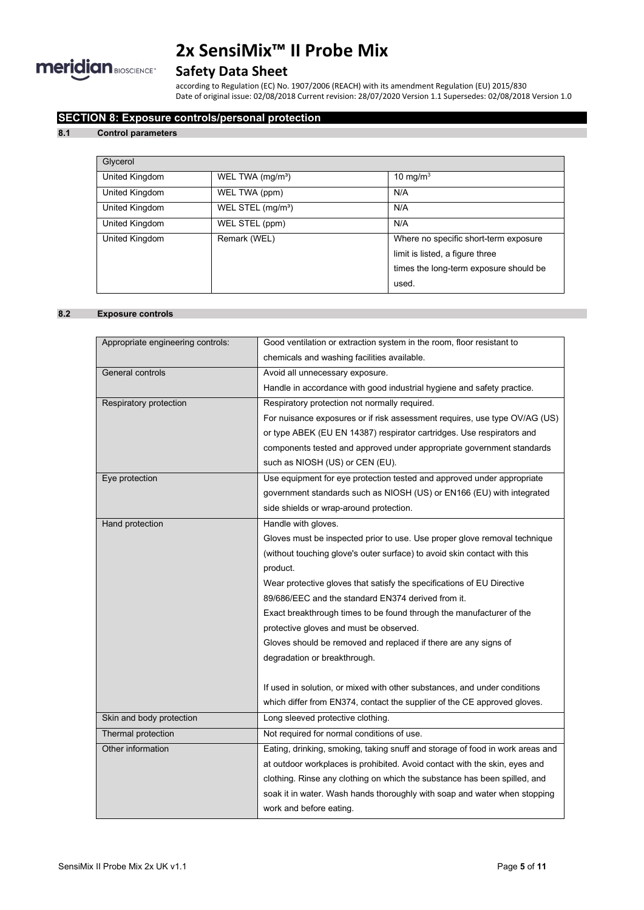## SECTION 8: Exposure controls/personal protection

### 8.1 Control parameters

| Glycerol | | |
|---|---|---|
| United Kingdom | WEL TWA (mg/m³) | 10 mg/m³ |
| United Kingdom | WEL TWA (ppm) | N/A |
| United Kingdom | WEL STEL (mg/m³) | N/A |
| United Kingdom | WEL STEL (ppm) | N/A |
| United Kingdom | Remark (WEL) | Where no specific short-term exposure limit is listed, a figure three times the long-term exposure should be used. |

### 8.2 Exposure controls

| | |
|---|---|
| Appropriate engineering controls: | Good ventilation or extraction system in the room, floor resistant to chemicals and washing facilities available. |
| General controls | Avoid all unnecessary exposure.<br>Handle in accordance with good industrial hygiene and safety practice. |
| Respiratory protection | Respiratory protection not normally required.<br>For nuisance exposures or if risk assessment requires, use type OV/AG (US) or type ABEK (EU EN 14387) respirator cartridges. Use respirators and components tested and approved under appropriate government standards such as NIOSH (US) or CEN (EU). |
| Eye protection | Use equipment for eye protection tested and approved under appropriate government standards such as NIOSH (US) or EN166 (EU) with integrated side shields or wrap-around protection. |
| Hand protection | Handle with gloves.<br>Gloves must be inspected prior to use. Use proper glove removal technique (without touching glove's outer surface) to avoid skin contact with this product.<br>Wear protective gloves that satisfy the specifications of EU Directive 89/686/EEC and the standard EN374 derived from it.<br>Exact breakthrough times to be found through the manufacturer of the protective gloves and must be observed.<br>Gloves should be removed and replaced if there are any signs of degradation or breakthrough.<br><br>If used in solution, or mixed with other substances, and under conditions which differ from EN374, contact the supplier of the CE approved gloves. |
| Skin and body protection | Long sleeved protective clothing. |
| Thermal protection | Not required for normal conditions of use. |
| Other information | Eating, drinking, smoking, taking snuff and storage of food in work areas and at outdoor workplaces is prohibited. Avoid contact with the skin, eyes and clothing. Rinse any clothing on which the substance has been spilled, and soak it in water. Wash hands thoroughly with soap and water when stopping work and before eating. |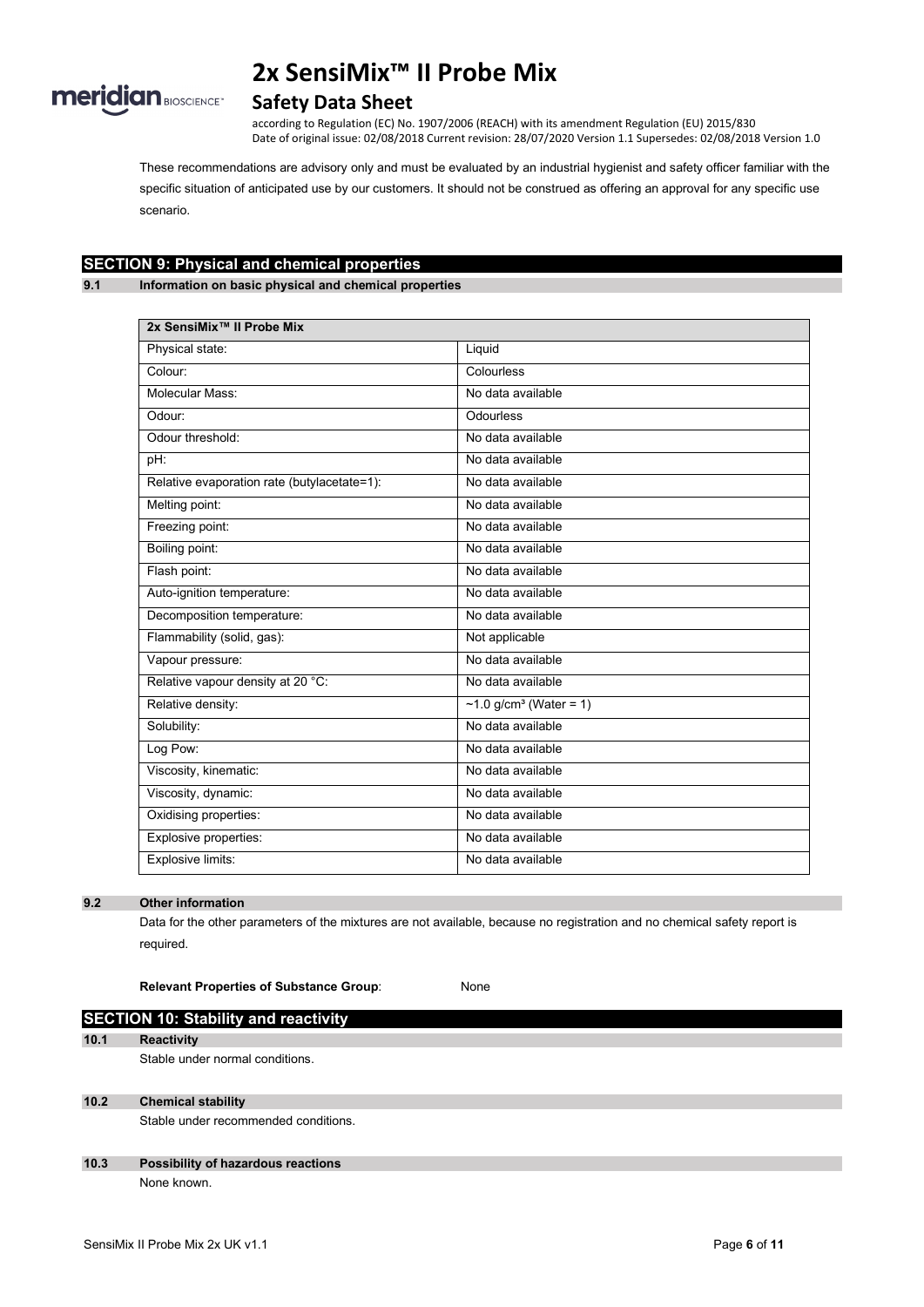These recommendations are advisory only and must be evaluated by an industrial hygienist and safety officer familiar with the specific situation of anticipated use by our customers. It should not be construed as offering an approval for any specific use scenario.

## SECTION 9: Physical and chemical properties

### 9.1 Information on basic physical and chemical properties

| 2x SensiMix™ II Probe Mix | |
|---|---|
| Physical state: | Liquid |
| Colour: | Colourless |
| Molecular Mass: | No data available |
| Odour: | Odourless |
| Odour threshold: | No data available |
| pH: | No data available |
| Relative evaporation rate (butylacetate=1): | No data available |
| Melting point: | No data available |
| Freezing point: | No data available |
| Boiling point: | No data available |
| Flash point: | No data available |
| Auto-ignition temperature: | No data available |
| Decomposition temperature: | No data available |
| Flammability (solid, gas): | Not applicable |
| Vapour pressure: | No data available |
| Relative vapour density at 20 °C: | No data available |
| Relative density: | ~1.0 g/cm³ (Water = 1) |
| Solubility: | No data available |
| Log Pow: | No data available |
| Viscosity, kinematic: | No data available |
| Viscosity, dynamic: | No data available |
| Oxidising properties: | No data available |
| Explosive properties: | No data available |
| Explosive limits: | No data available |

### 9.2 Other information

Data for the other parameters of the mixtures are not available, because no registration and no chemical safety report is required.

**Relevant Properties of Substance Group**: None

## SECTION 10: Stability and reactivity

### 10.1 Reactivity

Stable under normal conditions.

### 10.2 Chemical stability

Stable under recommended conditions.

### 10.3 Possibility of hazardous reactions

None known.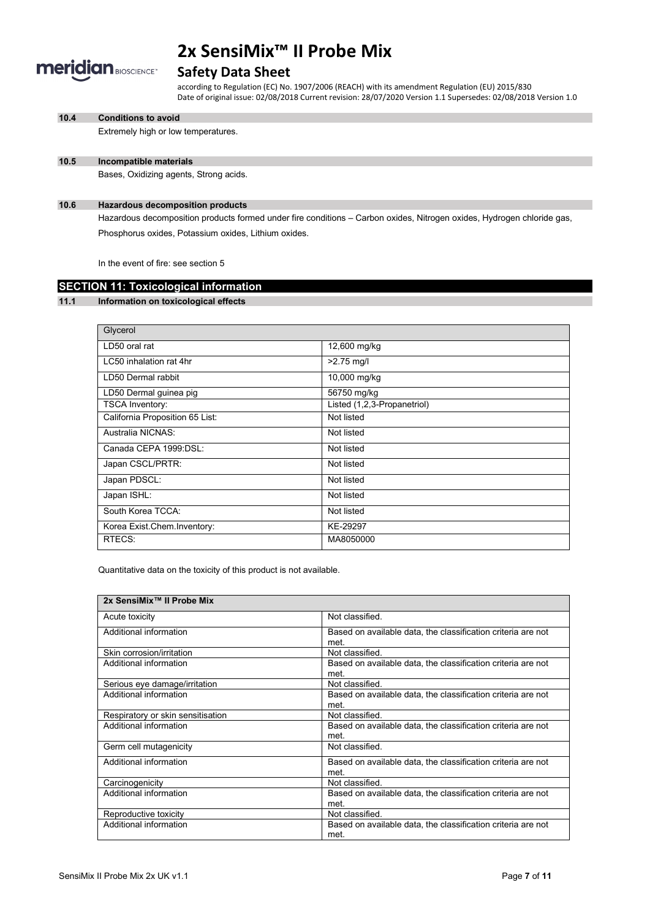### 10.4 Conditions to avoid

Extremely high or low temperatures.

### 10.5 Incompatible materials

Bases, Oxidizing agents, Strong acids.

### 10.6 Hazardous decomposition products

Hazardous decomposition products formed under fire conditions – Carbon oxides, Nitrogen oxides, Hydrogen chloride gas, Phosphorus oxides, Potassium oxides, Lithium oxides.

In the event of fire: see section 5

## SECTION 11: Toxicological information

### 11.1 Information on toxicological effects

| Glycerol | |
|---|---|
| LD50 oral rat | 12,600 mg/kg |
| LC50 inhalation rat 4hr | >2.75 mg/l |
| LD50 Dermal rabbit | 10,000 mg/kg |
| LD50 Dermal guinea pig | 56750 mg/kg |
| TSCA Inventory: | Listed (1,2,3-Propanetriol) |
| California Proposition 65 List: | Not listed |
| Australia NICNAS: | Not listed |
| Canada CEPA 1999:DSL: | Not listed |
| Japan CSCL/PRTR: | Not listed |
| Japan PDSCL: | Not listed |
| Japan ISHL: | Not listed |
| South Korea TCCA: | Not listed |
| Korea Exist.Chem.Inventory: | KE-29297 |
| RTECS: | MA8050000 |

Quantitative data on the toxicity of this product is not available.

| **2x SensiMix™ II Probe Mix** | |
|---|---|
| Acute toxicity | Not classified. |
| Additional information | Based on available data, the classification criteria are not met. |
| Skin corrosion/irritation | Not classified. |
| Additional information | Based on available data, the classification criteria are not met. |
| Serious eye damage/irritation | Not classified. |
| Additional information | Based on available data, the classification criteria are not met. |
| Respiratory or skin sensitisation | Not classified. |
| Additional information | Based on available data, the classification criteria are not met. |
| Germ cell mutagenicity | Not classified. |
| Additional information | Based on available data, the classification criteria are not met. |
| Carcinogenicity | Not classified. |
| Additional information | Based on available data, the classification criteria are not met. |
| Reproductive toxicity | Not classified. |
| Additional information | Based on available data, the classification criteria are not met. |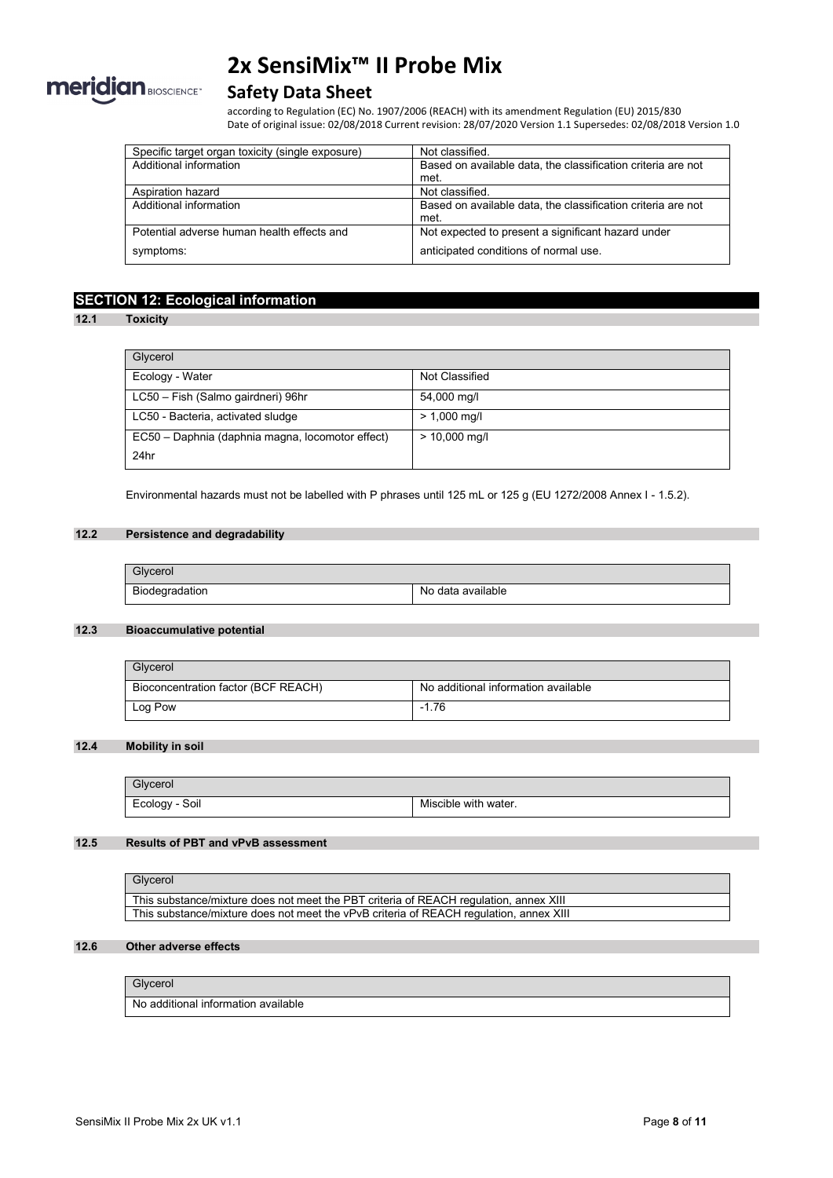| Specific target organ toxicity (single exposure) | Not classified. |
|---|---|
| Additional information | Based on available data, the classification criteria are not met. |
| Aspiration hazard | Not classified. |
| Additional information | Based on available data, the classification criteria are not met. |
| Potential adverse human health effects and symptoms: | Not expected to present a significant hazard under anticipated conditions of normal use. |

## SECTION 12: Ecological information

### 12.1 Toxicity

| Glycerol | |
|---|---|
| Ecology - Water | Not Classified |
| LC50 – Fish (Salmo gairdneri) 96hr | 54,000 mg/l |
| LC50 - Bacteria, activated sludge | > 1,000 mg/l |
| EC50 – Daphnia (daphnia magna, locomotor effect) 24hr | > 10,000 mg/l |

Environmental hazards must not be labelled with P phrases until 125 mL or 125 g (EU 1272/2008 Annex I - 1.5.2).

### 12.2 Persistence and degradability

| Glycerol | |
|---|---|
| Biodegradation | No data available |

### 12.3 Bioaccumulative potential

| Glycerol | |
|---|---|
| Bioconcentration factor (BCF REACH) | No additional information available |
| Log Pow | -1.76 |

### 12.4 Mobility in soil

| Glycerol | |
|---|---|
| Ecology - Soil | Miscible with water. |

### 12.5 Results of PBT and vPvB assessment

| Glycerol |
|---|
| This substance/mixture does not meet the PBT criteria of REACH regulation, annex XIII |
| This substance/mixture does not meet the vPvB criteria of REACH regulation, annex XIII |

### 12.6 Other adverse effects

| Glycerol |
|---|
| No additional information available |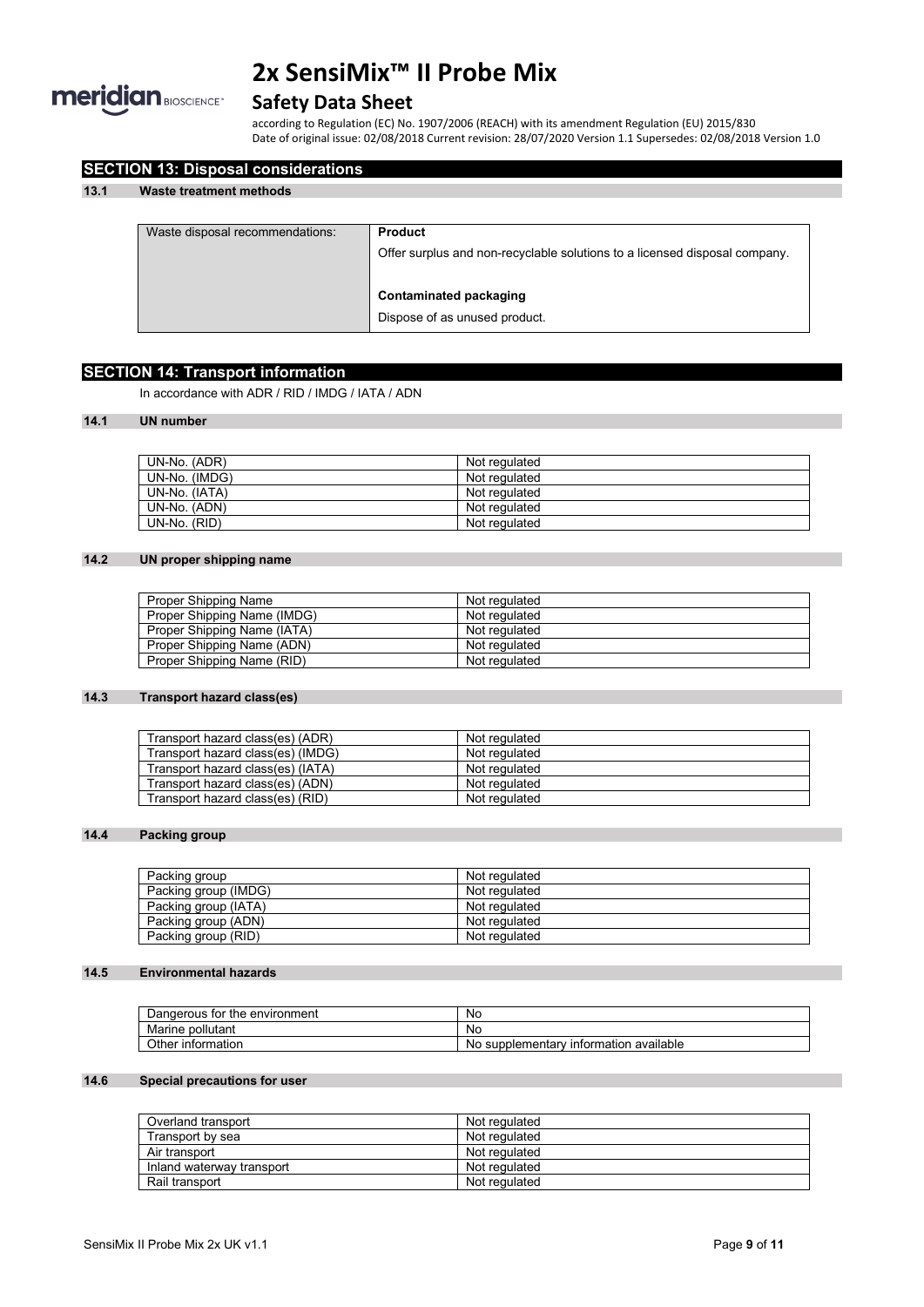## SECTION 13: Disposal considerations

### 13.1 Waste treatment methods

| Waste disposal recommendations: | **Product**<br>Offer surplus and non-recyclable solutions to a licensed disposal company.<br><br>**Contaminated packaging**<br>Dispose of as unused product. |
|---|---|

## SECTION 14: Transport information

In accordance with ADR / RID / IMDG / IATA / ADN

### 14.1 UN number

| UN-No. (ADR) | Not regulated |
|---|---|
| UN-No. (IMDG) | Not regulated |
| UN-No. (IATA) | Not regulated |
| UN-No. (ADN) | Not regulated |
| UN-No. (RID) | Not regulated |

### 14.2 UN proper shipping name

| Proper Shipping Name | Not regulated |
|---|---|
| Proper Shipping Name (IMDG) | Not regulated |
| Proper Shipping Name (IATA) | Not regulated |
| Proper Shipping Name (ADN) | Not regulated |
| Proper Shipping Name (RID) | Not regulated |

### 14.3 Transport hazard class(es)

| Transport hazard class(es) (ADR) | Not regulated |
|---|---|
| Transport hazard class(es) (IMDG) | Not regulated |
| Transport hazard class(es) (IATA) | Not regulated |
| Transport hazard class(es) (ADN) | Not regulated |
| Transport hazard class(es) (RID) | Not regulated |

### 14.4 Packing group

| Packing group | Not regulated |
|---|---|
| Packing group (IMDG) | Not regulated |
| Packing group (IATA) | Not regulated |
| Packing group (ADN) | Not regulated |
| Packing group (RID) | Not regulated |

### 14.5 Environmental hazards

| Dangerous for the environment | No |
|---|---|
| Marine pollutant | No |
| Other information | No supplementary information available |

### 14.6 Special precautions for user

| Overland transport | Not regulated |
|---|---|
| Transport by sea | Not regulated |
| Air transport | Not regulated |
| Inland waterway transport | Not regulated |
| Rail transport | Not regulated |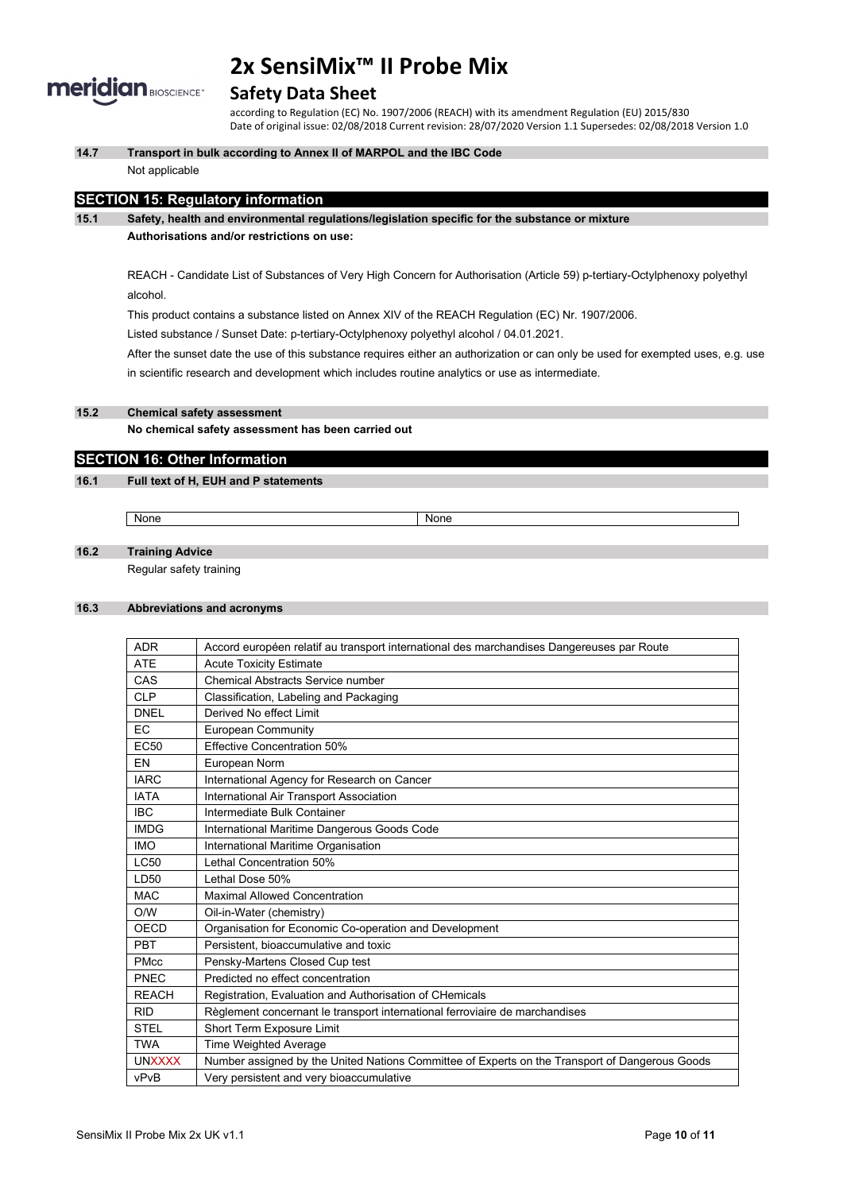**14.7 Transport in bulk according to Annex II of MARPOL and the IBC Code**

Not applicable

## SECTION 15: Regulatory information

**15.1 Safety, health and environmental regulations/legislation specific for the substance or mixture**

**Authorisations and/or restrictions on use:**

REACH - Candidate List of Substances of Very High Concern for Authorisation (Article 59) p-tertiary-Octylphenoxy polyethyl alcohol.

This product contains a substance listed on Annex XIV of the REACH Regulation (EC) Nr. 1907/2006.

Listed substance / Sunset Date: p-tertiary-Octylphenoxy polyethyl alcohol / 04.01.2021.

After the sunset date the use of this substance requires either an authorization or can only be used for exempted uses, e.g. use in scientific research and development which includes routine analytics or use as intermediate.

**15.2 Chemical safety assessment**

**No chemical safety assessment has been carried out**

## SECTION 16: Other Information

**16.1 Full text of H, EUH and P statements**

| None | None |
|---|---|

**16.2 Training Advice**

Regular safety training

**16.3 Abbreviations and acronyms**

| Abbreviation | Meaning |
|---|---|
| ADR | Accord européen relatif au transport international des marchandises Dangereuses par Route |
| ATE | Acute Toxicity Estimate |
| CAS | Chemical Abstracts Service number |
| CLP | Classification, Labeling and Packaging |
| DNEL | Derived No effect Limit |
| EC | European Community |
| EC50 | Effective Concentration 50% |
| EN | European Norm |
| IARC | International Agency for Research on Cancer |
| IATA | International Air Transport Association |
| IBC | Intermediate Bulk Container |
| IMDG | International Maritime Dangerous Goods Code |
| IMO | International Maritime Organisation |
| LC50 | Lethal Concentration 50% |
| LD50 | Lethal Dose 50% |
| MAC | Maximal Allowed Concentration |
| O/W | Oil-in-Water (chemistry) |
| OECD | Organisation for Economic Co-operation and Development |
| PBT | Persistent, bioaccumulative and toxic |
| PMcc | Pensky-Martens Closed Cup test |
| PNEC | Predicted no effect concentration |
| REACH | Registration, Evaluation and Authorisation of CHemicals |
| RID | Règlement concernant le transport international ferroviaire de marchandises |
| STEL | Short Term Exposure Limit |
| TWA | Time Weighted Average |
| UNXXXX | Number assigned by the United Nations Committee of Experts on the Transport of Dangerous Goods |
| vPvB | Very persistent and very bioaccumulative |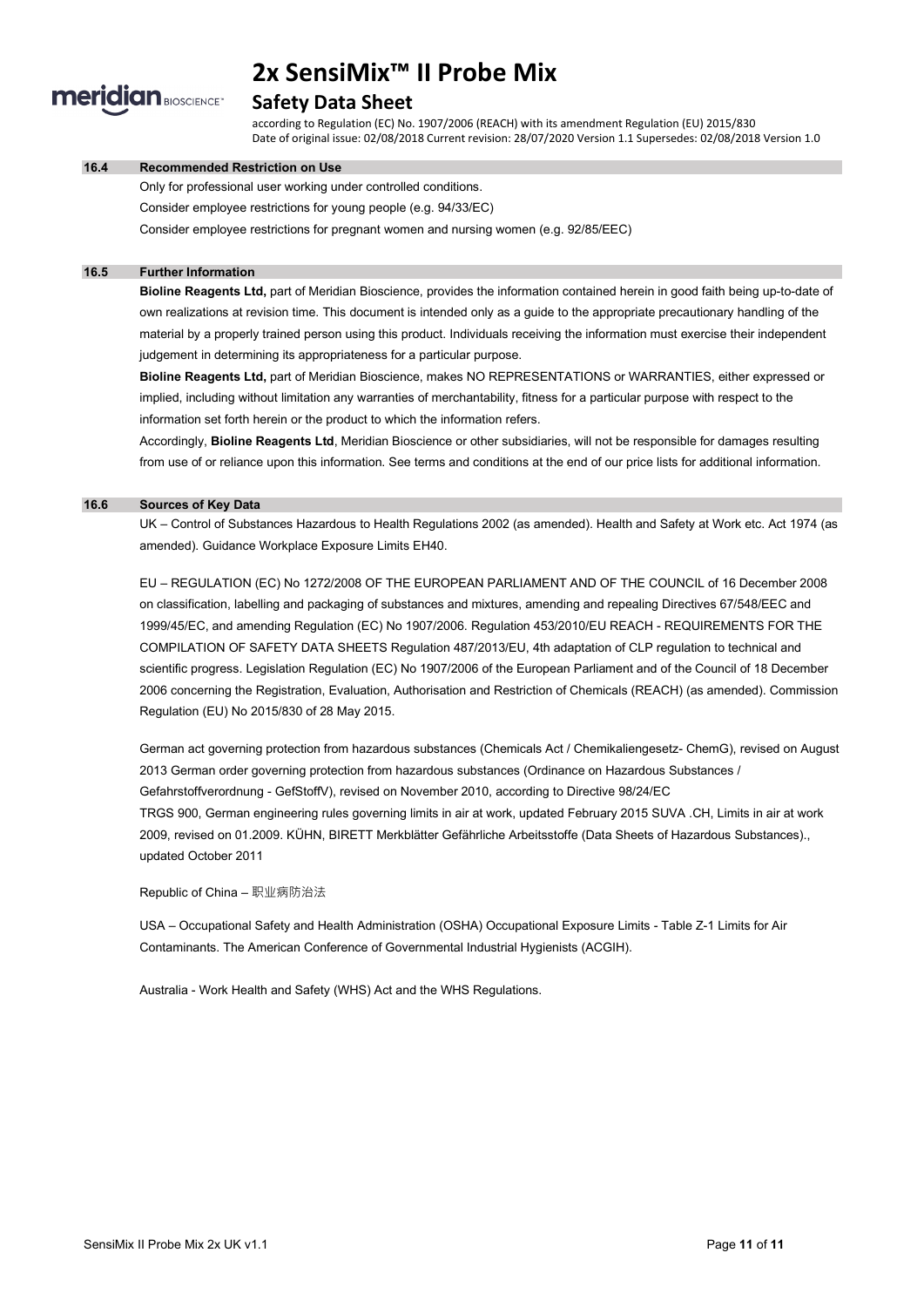### 16.4 Recommended Restriction on Use

Only for professional user working under controlled conditions.

Consider employee restrictions for young people (e.g. 94/33/EC)

Consider employee restrictions for pregnant women and nursing women (e.g. 92/85/EEC)

### 16.5 Further Information

**Bioline Reagents Ltd,** part of Meridian Bioscience, provides the information contained herein in good faith being up-to-date of own realizations at revision time. This document is intended only as a guide to the appropriate precautionary handling of the material by a properly trained person using this product. Individuals receiving the information must exercise their independent judgement in determining its appropriateness for a particular purpose.

**Bioline Reagents Ltd,** part of Meridian Bioscience, makes NO REPRESENTATIONS or WARRANTIES, either expressed or implied, including without limitation any warranties of merchantability, fitness for a particular purpose with respect to the information set forth herein or the product to which the information refers.

Accordingly, **Bioline Reagents Ltd**, Meridian Bioscience or other subsidiaries, will not be responsible for damages resulting from use of or reliance upon this information. See terms and conditions at the end of our price lists for additional information.

### 16.6 Sources of Key Data

UK – Control of Substances Hazardous to Health Regulations 2002 (as amended). Health and Safety at Work etc. Act 1974 (as amended). Guidance Workplace Exposure Limits EH40.

EU – REGULATION (EC) No 1272/2008 OF THE EUROPEAN PARLIAMENT AND OF THE COUNCIL of 16 December 2008 on classification, labelling and packaging of substances and mixtures, amending and repealing Directives 67/548/EEC and 1999/45/EC, and amending Regulation (EC) No 1907/2006. Regulation 453/2010/EU REACH - REQUIREMENTS FOR THE COMPILATION OF SAFETY DATA SHEETS Regulation 487/2013/EU, 4th adaptation of CLP regulation to technical and scientific progress. Legislation Regulation (EC) No 1907/2006 of the European Parliament and of the Council of 18 December 2006 concerning the Registration, Evaluation, Authorisation and Restriction of Chemicals (REACH) (as amended). Commission Regulation (EU) No 2015/830 of 28 May 2015.

German act governing protection from hazardous substances (Chemicals Act / Chemikaliengesetz- ChemG), revised on August 2013 German order governing protection from hazardous substances (Ordinance on Hazardous Substances / Gefahrstoffverordnung - GefStoffV), revised on November 2010, according to Directive 98/24/EC
TRGS 900, German engineering rules governing limits in air at work, updated February 2015 SUVA .CH, Limits in air at work 2009, revised on 01.2009. KÜHN, BIRETT Merkblätter Gefährliche Arbeitsstoffe (Data Sheets of Hazardous Substances)., updated October 2011

Republic of China – 职业病防治法

USA – Occupational Safety and Health Administration (OSHA) Occupational Exposure Limits - Table Z-1 Limits for Air Contaminants. The American Conference of Governmental Industrial Hygienists (ACGIH).

Australia - Work Health and Safety (WHS) Act and the WHS Regulations.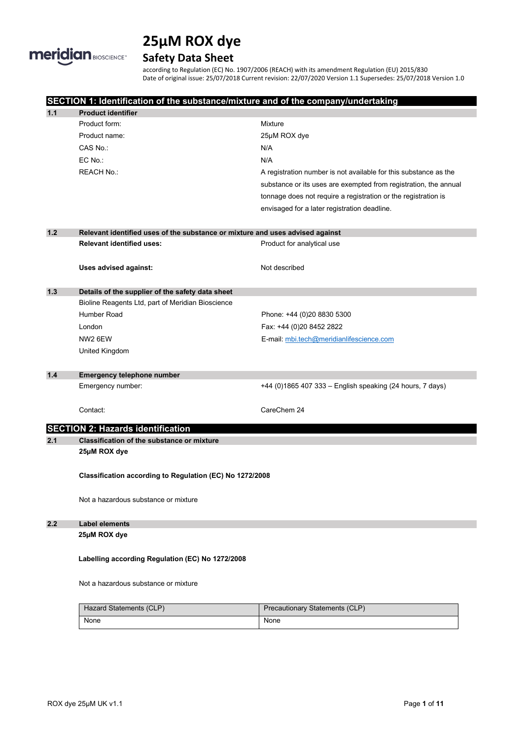# 25µM ROX dye

## Safety Data Sheet

according to Regulation (EC) No. 1907/2006 (REACH) with its amendment Regulation (EU) 2015/830
Date of original issue: 25/07/2018 Current revision: 22/07/2020 Version 1.1 Supersedes: 25/07/2018 Version 1.0

## SECTION 1: Identification of the substance/mixture and of the company/undertaking

### 1.1 Product identifier

| | |
|---|---|
| Product form: | Mixture |
| Product name: | 25µM ROX dye |
| CAS No.: | N/A |
| EC No.: | N/A |
| REACH No.: | A registration number is not available for this substance as the substance or its uses are exempted from registration, the annual tonnage does not require a registration or the registration is envisaged for a later registration deadline. |

### 1.2 Relevant identified uses of the substance or mixture and uses advised against

| | |
|---|---|
| **Relevant identified uses:** | Product for analytical use |
| **Uses advised against:** | Not described |

### 1.3 Details of the supplier of the safety data sheet

| | |
|---|---|
| Bioline Reagents Ltd, part of Meridian Bioscience | |
| Humber Road | Phone: +44 (0)20 8830 5300 |
| London | Fax: +44 (0)20 8452 2822 |
| NW2 6EW | E-mail: mbi.tech@meridianlifescience.com |
| United Kingdom | |

### 1.4 Emergency telephone number

| | |
|---|---|
| Emergency number: | +44 (0)1865 407 333 – English speaking (24 hours, 7 days) |
| Contact: | CareChem 24 |

## SECTION 2: Hazards identification

### 2.1 Classification of the substance or mixture

**25µM ROX dye**

**Classification according to Regulation (EC) No 1272/2008**

Not a hazardous substance or mixture

### 2.2 Label elements

**25µM ROX dye**

**Labelling according Regulation (EC) No 1272/2008**

Not a hazardous substance or mixture

| Hazard Statements (CLP) | Precautionary Statements (CLP) |
|---|---|
| None | None |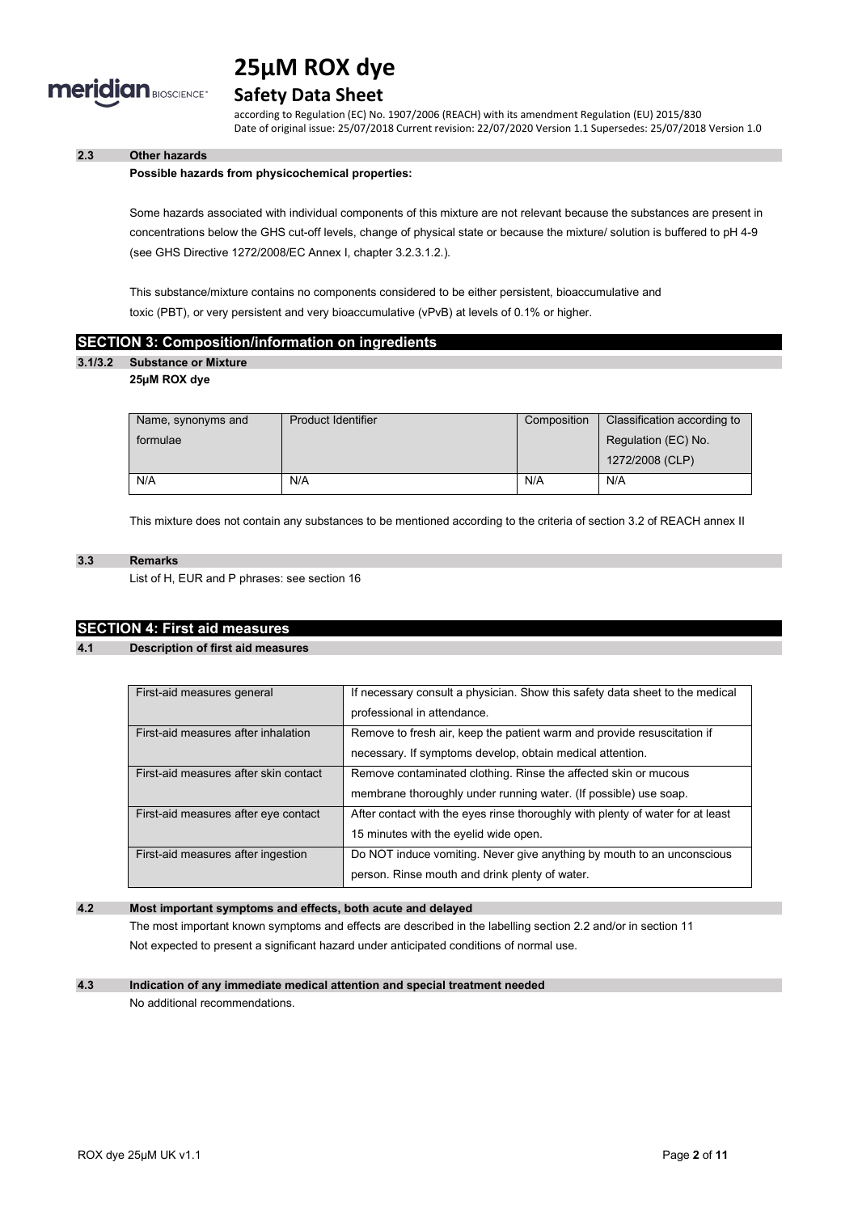## 2.3 Other hazards

**Possible hazards from physicochemical properties:**

Some hazards associated with individual components of this mixture are not relevant because the substances are present in concentrations below the GHS cut-off levels, change of physical state or because the mixture/ solution is buffered to pH 4-9 (see GHS Directive 1272/2008/EC Annex I, chapter 3.2.3.1.2.).

This substance/mixture contains no components considered to be either persistent, bioaccumulative and toxic (PBT), or very persistent and very bioaccumulative (vPvB) at levels of 0.1% or higher.

# SECTION 3: Composition/information on ingredients

## 3.1/3.2 Substance or Mixture

**25µM ROX dye**

| Name, synonyms and formulae | Product Identifier | Composition | Classification according to Regulation (EC) No. 1272/2008 (CLP) |
|---|---|---|---|
| N/A | N/A | N/A | N/A |

This mixture does not contain any substances to be mentioned according to the criteria of section 3.2 of REACH annex II

## 3.3 Remarks

List of H, EUR and P phrases: see section 16

# SECTION 4: First aid measures

## 4.1 Description of first aid measures

| | |
|---|---|
| First-aid measures general | If necessary consult a physician. Show this safety data sheet to the medical professional in attendance. |
| First-aid measures after inhalation | Remove to fresh air, keep the patient warm and provide resuscitation if necessary. If symptoms develop, obtain medical attention. |
| First-aid measures after skin contact | Remove contaminated clothing. Rinse the affected skin or mucous membrane thoroughly under running water. (If possible) use soap. |
| First-aid measures after eye contact | After contact with the eyes rinse thoroughly with plenty of water for at least 15 minutes with the eyelid wide open. |
| First-aid measures after ingestion | Do NOT induce vomiting. Never give anything by mouth to an unconscious person. Rinse mouth and drink plenty of water. |

## 4.2 Most important symptoms and effects, both acute and delayed

The most important known symptoms and effects are described in the labelling section 2.2 and/or in section 11

Not expected to present a significant hazard under anticipated conditions of normal use.

## 4.3 Indication of any immediate medical attention and special treatment needed

No additional recommendations.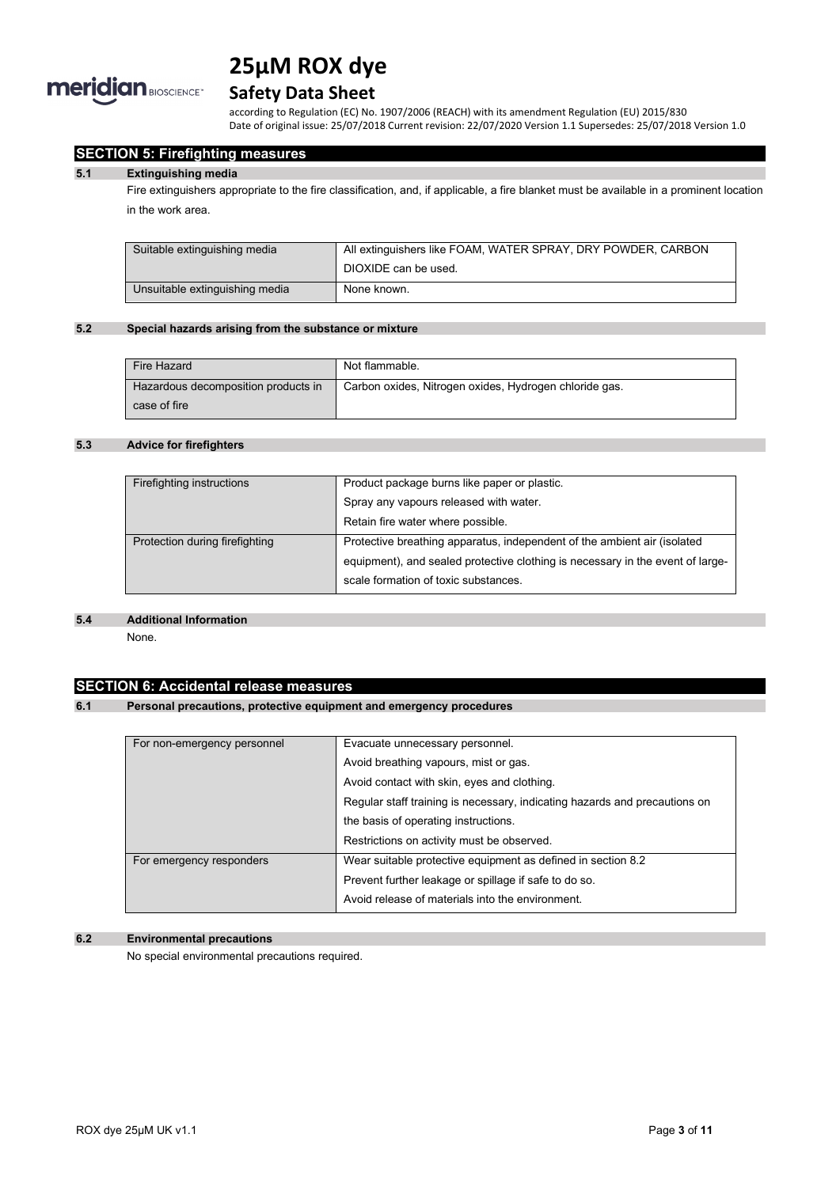## SECTION 5: Firefighting measures

### 5.1 Extinguishing media

Fire extinguishers appropriate to the fire classification, and, if applicable, a fire blanket must be available in a prominent location in the work area.

| | |
|---|---|
| Suitable extinguishing media | All extinguishers like FOAM, WATER SPRAY, DRY POWDER, CARBON DIOXIDE can be used. |
| Unsuitable extinguishing media | None known. |

### 5.2 Special hazards arising from the substance or mixture

| | |
|---|---|
| Fire Hazard | Not flammable. |
| Hazardous decomposition products in case of fire | Carbon oxides, Nitrogen oxides, Hydrogen chloride gas. |

### 5.3 Advice for firefighters

| | |
|---|---|
| Firefighting instructions | Product package burns like paper or plastic.<br>Spray any vapours released with water.<br>Retain fire water where possible. |
| Protection during firefighting | Protective breathing apparatus, independent of the ambient air (isolated equipment), and sealed protective clothing is necessary in the event of large-scale formation of toxic substances. |

### 5.4 Additional Information

None.

## SECTION 6: Accidental release measures

### 6.1 Personal precautions, protective equipment and emergency procedures

| | |
|---|---|
| For non-emergency personnel | Evacuate unnecessary personnel.<br>Avoid breathing vapours, mist or gas.<br>Avoid contact with skin, eyes and clothing.<br>Regular staff training is necessary, indicating hazards and precautions on the basis of operating instructions.<br>Restrictions on activity must be observed. |
| For emergency responders | Wear suitable protective equipment as defined in section 8.2<br>Prevent further leakage or spillage if safe to do so.<br>Avoid release of materials into the environment. |

### 6.2 Environmental precautions

No special environmental precautions required.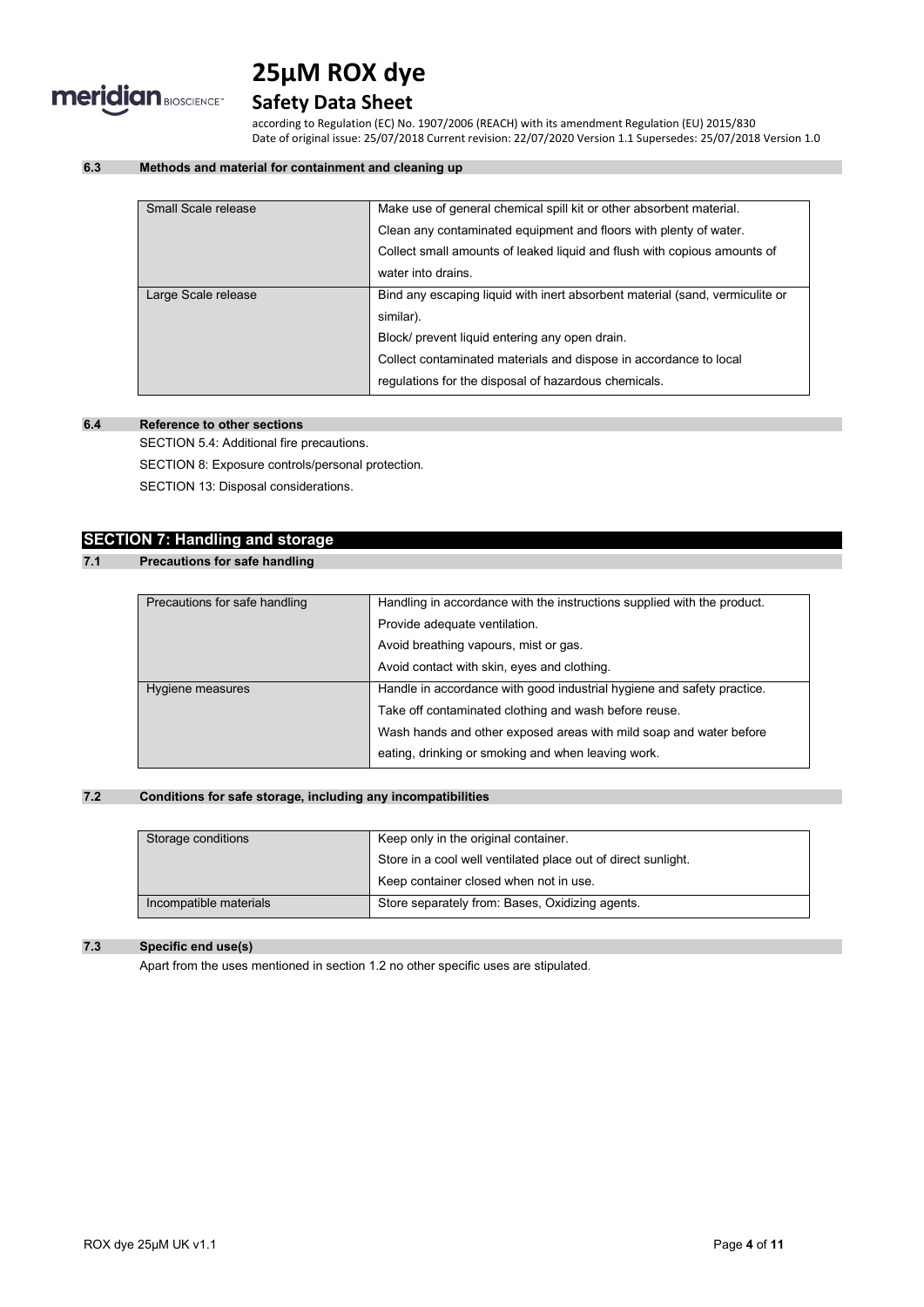### 6.3 Methods and material for containment and cleaning up

| | |
|---|---|
| Small Scale release | Make use of general chemical spill kit or other absorbent material.<br>Clean any contaminated equipment and floors with plenty of water.<br>Collect small amounts of leaked liquid and flush with copious amounts of water into drains. |
| Large Scale release | Bind any escaping liquid with inert absorbent material (sand, vermiculite or similar).<br>Block/ prevent liquid entering any open drain.<br>Collect contaminated materials and dispose in accordance to local regulations for the disposal of hazardous chemicals. |

### 6.4 Reference to other sections

SECTION 5.4: Additional fire precautions.

SECTION 8: Exposure controls/personal protection.

SECTION 13: Disposal considerations.

## SECTION 7: Handling and storage

### 7.1 Precautions for safe handling

| | |
|---|---|
| Precautions for safe handling | Handling in accordance with the instructions supplied with the product.<br>Provide adequate ventilation.<br>Avoid breathing vapours, mist or gas.<br>Avoid contact with skin, eyes and clothing. |
| Hygiene measures | Handle in accordance with good industrial hygiene and safety practice.<br>Take off contaminated clothing and wash before reuse.<br>Wash hands and other exposed areas with mild soap and water before eating, drinking or smoking and when leaving work. |

### 7.2 Conditions for safe storage, including any incompatibilities

| | |
|---|---|
| Storage conditions | Keep only in the original container.<br>Store in a cool well ventilated place out of direct sunlight.<br>Keep container closed when not in use. |
| Incompatible materials | Store separately from: Bases, Oxidizing agents. |

### 7.3 Specific end use(s)

Apart from the uses mentioned in section 1.2 no other specific uses are stipulated.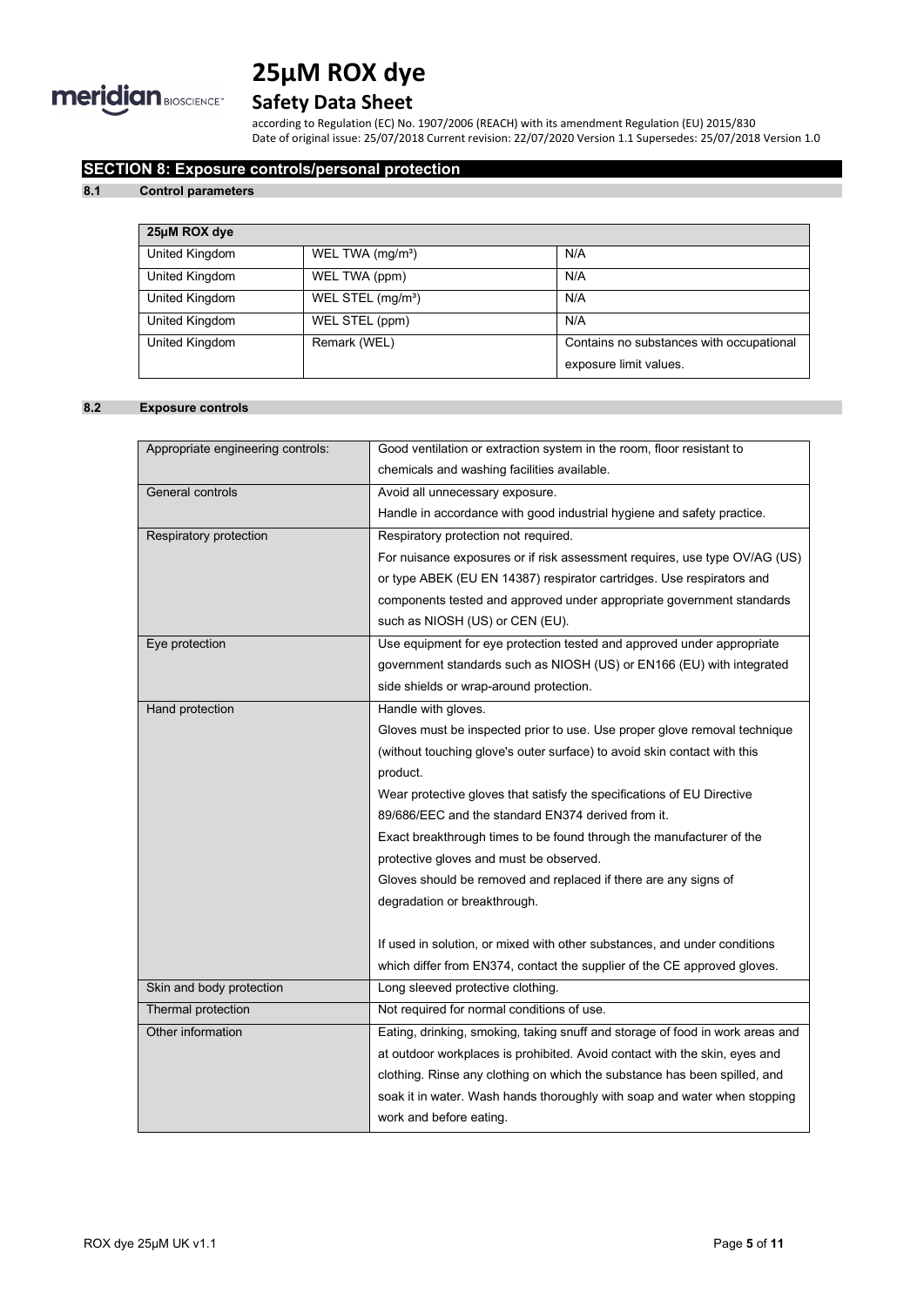## SECTION 8: Exposure controls/personal protection

### 8.1 Control parameters

| 25µM ROX dye | | |
|---|---|---|
| United Kingdom | WEL TWA (mg/m³) | N/A |
| United Kingdom | WEL TWA (ppm) | N/A |
| United Kingdom | WEL STEL (mg/m³) | N/A |
| United Kingdom | WEL STEL (ppm) | N/A |
| United Kingdom | Remark (WEL) | Contains no substances with occupational exposure limit values. |

### 8.2 Exposure controls

| | |
|---|---|
| Appropriate engineering controls: | Good ventilation or extraction system in the room, floor resistant to chemicals and washing facilities available. |
| General controls | Avoid all unnecessary exposure.<br>Handle in accordance with good industrial hygiene and safety practice. |
| Respiratory protection | Respiratory protection not required.<br>For nuisance exposures or if risk assessment requires, use type OV/AG (US) or type ABEK (EU EN 14387) respirator cartridges. Use respirators and components tested and approved under appropriate government standards such as NIOSH (US) or CEN (EU). |
| Eye protection | Use equipment for eye protection tested and approved under appropriate government standards such as NIOSH (US) or EN166 (EU) with integrated side shields or wrap-around protection. |
| Hand protection | Handle with gloves.<br>Gloves must be inspected prior to use. Use proper glove removal technique (without touching glove's outer surface) to avoid skin contact with this product.<br>Wear protective gloves that satisfy the specifications of EU Directive 89/686/EEC and the standard EN374 derived from it.<br>Exact breakthrough times to be found through the manufacturer of the protective gloves and must be observed.<br>Gloves should be removed and replaced if there are any signs of degradation or breakthrough.<br><br>If used in solution, or mixed with other substances, and under conditions which differ from EN374, contact the supplier of the CE approved gloves. |
| Skin and body protection | Long sleeved protective clothing. |
| Thermal protection | Not required for normal conditions of use. |
| Other information | Eating, drinking, smoking, taking snuff and storage of food in work areas and at outdoor workplaces is prohibited. Avoid contact with the skin, eyes and clothing. Rinse any clothing on which the substance has been spilled, and soak it in water. Wash hands thoroughly with soap and water when stopping work and before eating. |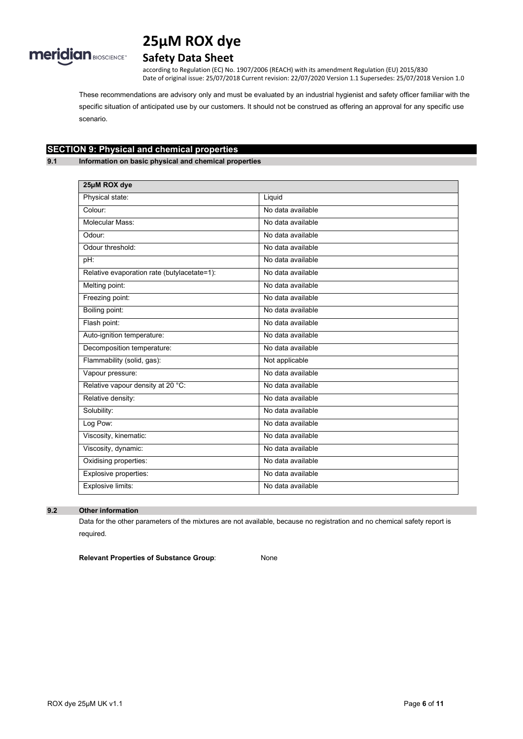These recommendations are advisory only and must be evaluated by an industrial hygienist and safety officer familiar with the specific situation of anticipated use by our customers. It should not be construed as offering an approval for any specific use scenario.

## SECTION 9: Physical and chemical properties

### 9.1 Information on basic physical and chemical properties

| 25µM ROX dye | |
|---|---|
| Physical state: | Liquid |
| Colour: | No data available |
| Molecular Mass: | No data available |
| Odour: | No data available |
| Odour threshold: | No data available |
| pH: | No data available |
| Relative evaporation rate (butylacetate=1): | No data available |
| Melting point: | No data available |
| Freezing point: | No data available |
| Boiling point: | No data available |
| Flash point: | No data available |
| Auto-ignition temperature: | No data available |
| Decomposition temperature: | No data available |
| Flammability (solid, gas): | Not applicable |
| Vapour pressure: | No data available |
| Relative vapour density at 20 °C: | No data available |
| Relative density: | No data available |
| Solubility: | No data available |
| Log Pow: | No data available |
| Viscosity, kinematic: | No data available |
| Viscosity, dynamic: | No data available |
| Oxidising properties: | No data available |
| Explosive properties: | No data available |
| Explosive limits: | No data available |

### 9.2 Other information

Data for the other parameters of the mixtures are not available, because no registration and no chemical safety report is required.

**Relevant Properties of Substance Group**: None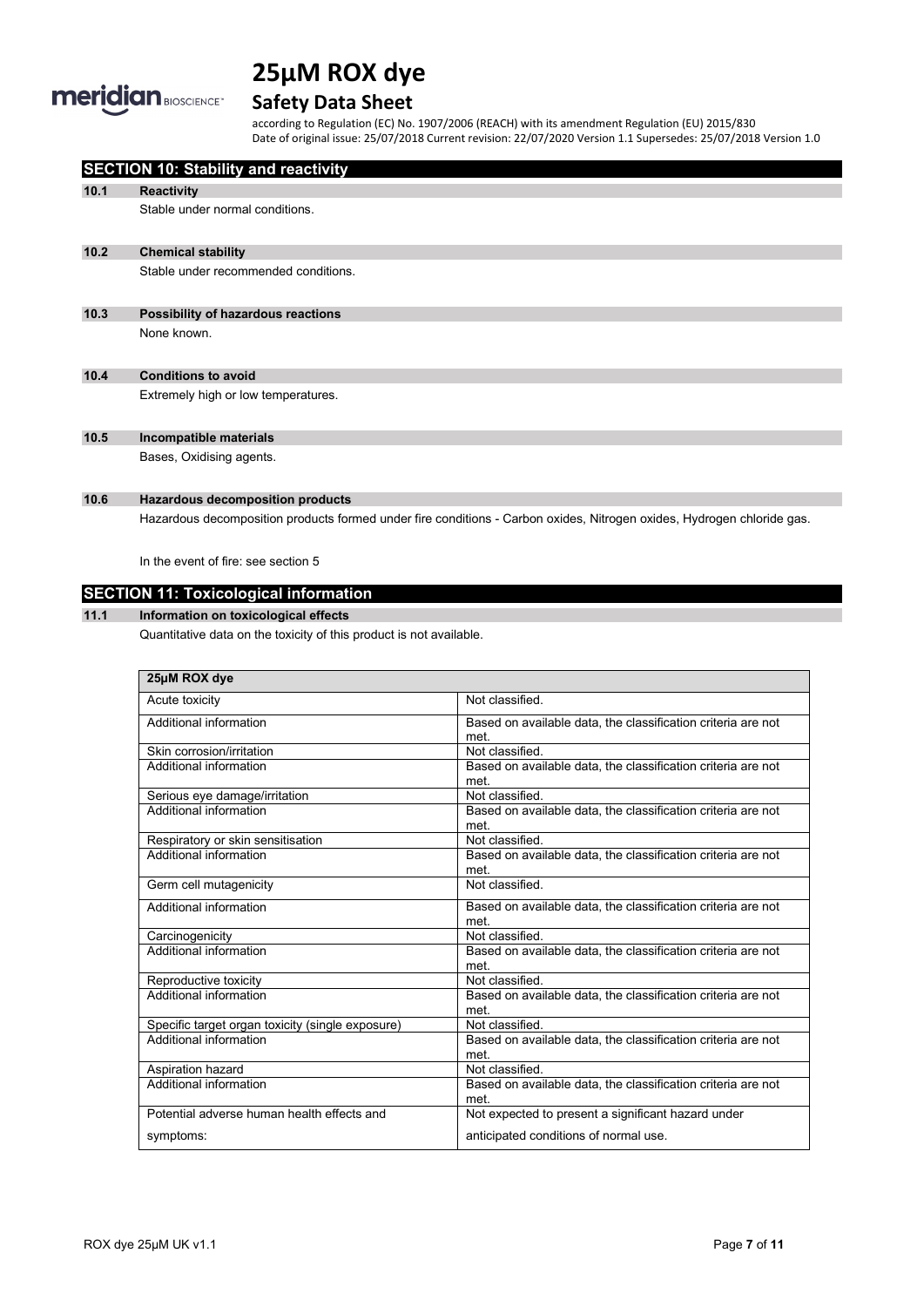## SECTION 10: Stability and reactivity

### 10.1 Reactivity

Stable under normal conditions.

### 10.2 Chemical stability

Stable under recommended conditions.

### 10.3 Possibility of hazardous reactions

None known.

### 10.4 Conditions to avoid

Extremely high or low temperatures.

### 10.5 Incompatible materials

Bases, Oxidising agents.

### 10.6 Hazardous decomposition products

Hazardous decomposition products formed under fire conditions - Carbon oxides, Nitrogen oxides, Hydrogen chloride gas.

In the event of fire: see section 5

## SECTION 11: Toxicological information

### 11.1 Information on toxicological effects

Quantitative data on the toxicity of this product is not available.

| 25µM ROX dye | |
|---|---|
| Acute toxicity | Not classified. |
| Additional information | Based on available data, the classification criteria are not met. |
| Skin corrosion/irritation | Not classified. |
| Additional information | Based on available data, the classification criteria are not met. |
| Serious eye damage/irritation | Not classified. |
| Additional information | Based on available data, the classification criteria are not met. |
| Respiratory or skin sensitisation | Not classified. |
| Additional information | Based on available data, the classification criteria are not met. |
| Germ cell mutagenicity | Not classified. |
| Additional information | Based on available data, the classification criteria are not met. |
| Carcinogenicity | Not classified. |
| Additional information | Based on available data, the classification criteria are not met. |
| Reproductive toxicity | Not classified. |
| Additional information | Based on available data, the classification criteria are not met. |
| Specific target organ toxicity (single exposure) | Not classified. |
| Additional information | Based on available data, the classification criteria are not met. |
| Aspiration hazard | Not classified. |
| Additional information | Based on available data, the classification criteria are not met. |
| Potential adverse human health effects and symptoms: | Not expected to present a significant hazard under anticipated conditions of normal use. |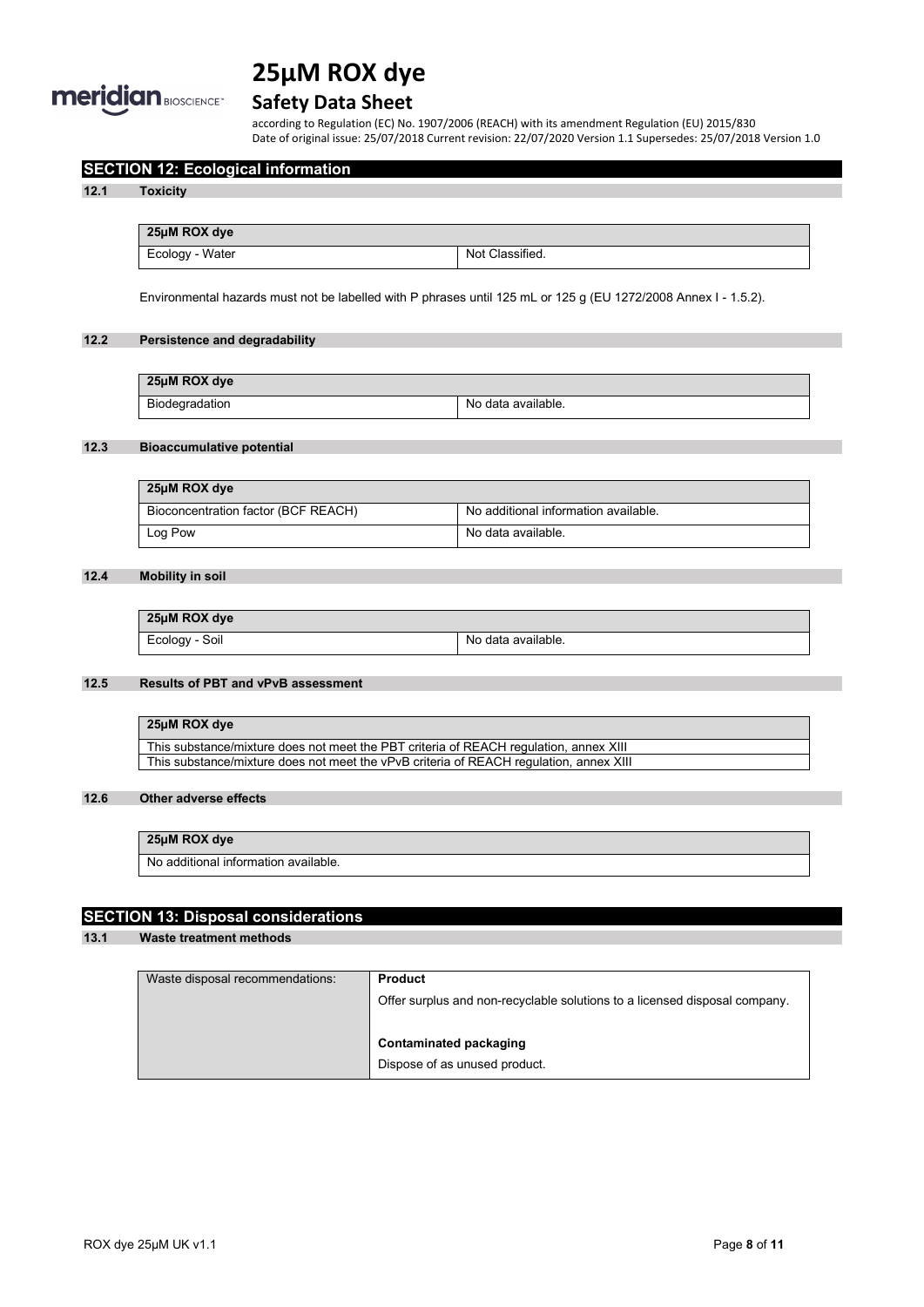## SECTION 12: Ecological information

### 12.1 Toxicity

| 25µM ROX dye | |
|---|---|
| Ecology - Water | Not Classified. |

Environmental hazards must not be labelled with P phrases until 125 mL or 125 g (EU 1272/2008 Annex I - 1.5.2).

### 12.2 Persistence and degradability

| 25µM ROX dye | |
|---|---|
| Biodegradation | No data available. |

### 12.3 Bioaccumulative potential

| 25µM ROX dye | |
|---|---|
| Bioconcentration factor (BCF REACH) | No additional information available. |
| Log Pow | No data available. |

### 12.4 Mobility in soil

| 25µM ROX dye | |
|---|---|
| Ecology - Soil | No data available. |

### 12.5 Results of PBT and vPvB assessment

| 25µM ROX dye |
|---|
| This substance/mixture does not meet the PBT criteria of REACH regulation, annex XIII |
| This substance/mixture does not meet the vPvB criteria of REACH regulation, annex XIII |

### 12.6 Other adverse effects

| 25µM ROX dye |
|---|
| No additional information available. |

## SECTION 13: Disposal considerations

### 13.1 Waste treatment methods

| Waste disposal recommendations: | **Product**<br>Offer surplus and non-recyclable solutions to a licensed disposal company.<br><br>**Contaminated packaging**<br>Dispose of as unused product. |
|---|---|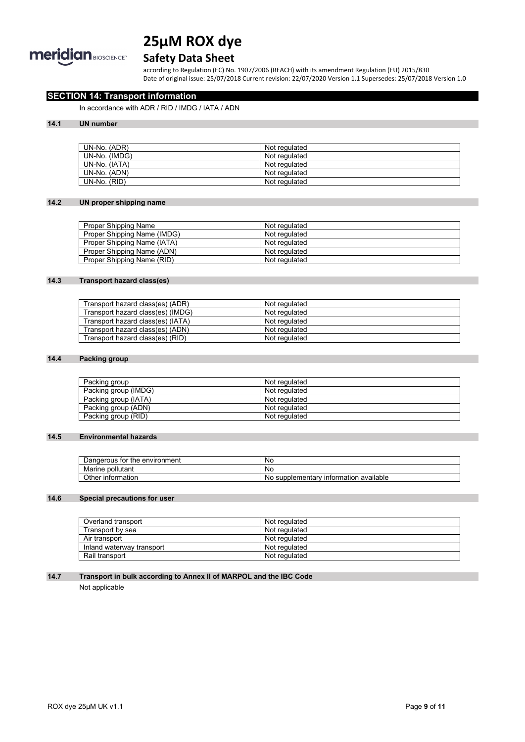## SECTION 14: Transport information

In accordance with ADR / RID / IMDG / IATA / ADN

### 14.1 UN number

| | |
|---|---|
| UN-No. (ADR) | Not regulated |
| UN-No. (IMDG) | Not regulated |
| UN-No. (IATA) | Not regulated |
| UN-No. (ADN) | Not regulated |
| UN-No. (RID) | Not regulated |

### 14.2 UN proper shipping name

| | |
|---|---|
| Proper Shipping Name | Not regulated |
| Proper Shipping Name (IMDG) | Not regulated |
| Proper Shipping Name (IATA) | Not regulated |
| Proper Shipping Name (ADN) | Not regulated |
| Proper Shipping Name (RID) | Not regulated |

### 14.3 Transport hazard class(es)

| | |
|---|---|
| Transport hazard class(es) (ADR) | Not regulated |
| Transport hazard class(es) (IMDG) | Not regulated |
| Transport hazard class(es) (IATA) | Not regulated |
| Transport hazard class(es) (ADN) | Not regulated |
| Transport hazard class(es) (RID) | Not regulated |

### 14.4 Packing group

| | |
|---|---|
| Packing group | Not regulated |
| Packing group (IMDG) | Not regulated |
| Packing group (IATA) | Not regulated |
| Packing group (ADN) | Not regulated |
| Packing group (RID) | Not regulated |

### 14.5 Environmental hazards

| | |
|---|---|
| Dangerous for the environment | No |
| Marine pollutant | No |
| Other information | No supplementary information available |

### 14.6 Special precautions for user

| | |
|---|---|
| Overland transport | Not regulated |
| Transport by sea | Not regulated |
| Air transport | Not regulated |
| Inland waterway transport | Not regulated |
| Rail transport | Not regulated |

### 14.7 Transport in bulk according to Annex II of MARPOL and the IBC Code

Not applicable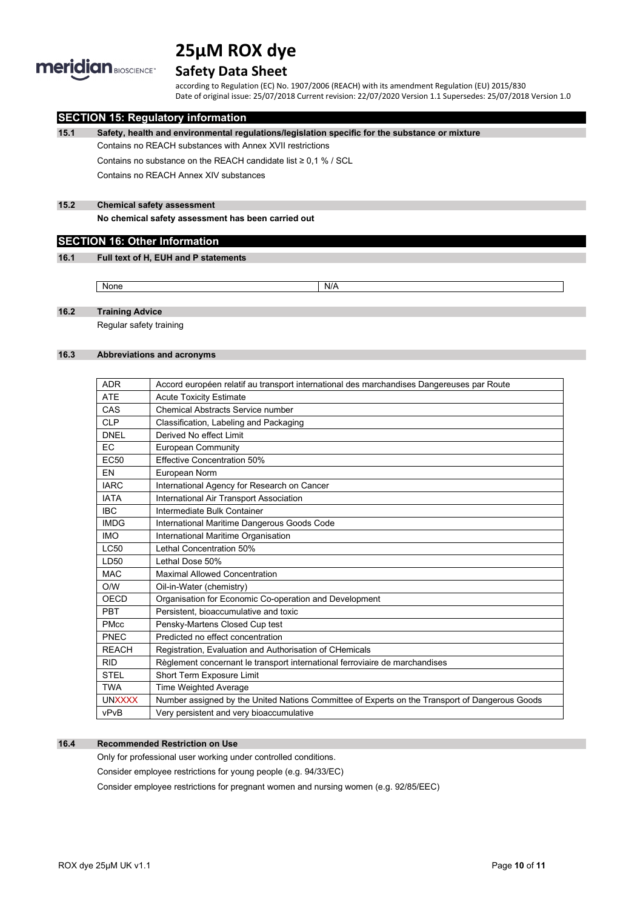## SECTION 15: Regulatory information

### 15.1 Safety, health and environmental regulations/legislation specific for the substance or mixture

Contains no REACH substances with Annex XVII restrictions

Contains no substance on the REACH candidate list ≥ 0,1 % / SCL

Contains no REACH Annex XIV substances

### 15.2 Chemical safety assessment

**No chemical safety assessment has been carried out**

## SECTION 16: Other Information

### 16.1 Full text of H, EUH and P statements

| None | N/A |
|---|---|

### 16.2 Training Advice

Regular safety training

### 16.3 Abbreviations and acronyms

| | |
|---|---|
| ADR | Accord européen relatif au transport international des marchandises Dangereuses par Route |
| ATE | Acute Toxicity Estimate |
| CAS | Chemical Abstracts Service number |
| CLP | Classification, Labeling and Packaging |
| DNEL | Derived No effect Limit |
| EC | European Community |
| EC50 | Effective Concentration 50% |
| EN | European Norm |
| IARC | International Agency for Research on Cancer |
| IATA | International Air Transport Association |
| IBC | Intermediate Bulk Container |
| IMDG | International Maritime Dangerous Goods Code |
| IMO | International Maritime Organisation |
| LC50 | Lethal Concentration 50% |
| LD50 | Lethal Dose 50% |
| MAC | Maximal Allowed Concentration |
| O/W | Oil-in-Water (chemistry) |
| OECD | Organisation for Economic Co-operation and Development |
| PBT | Persistent, bioaccumulative and toxic |
| PMcc | Pensky-Martens Closed Cup test |
| PNEC | Predicted no effect concentration |
| REACH | Registration, Evaluation and Authorisation of CHemicals |
| RID | Règlement concernant le transport international ferroviaire de marchandises |
| STEL | Short Term Exposure Limit |
| TWA | Time Weighted Average |
| UNXXXX | Number assigned by the United Nations Committee of Experts on the Transport of Dangerous Goods |
| vPvB | Very persistent and very bioaccumulative |

### 16.4 Recommended Restriction on Use

Only for professional user working under controlled conditions.

Consider employee restrictions for young people (e.g. 94/33/EC)

Consider employee restrictions for pregnant women and nursing women (e.g. 92/85/EEC)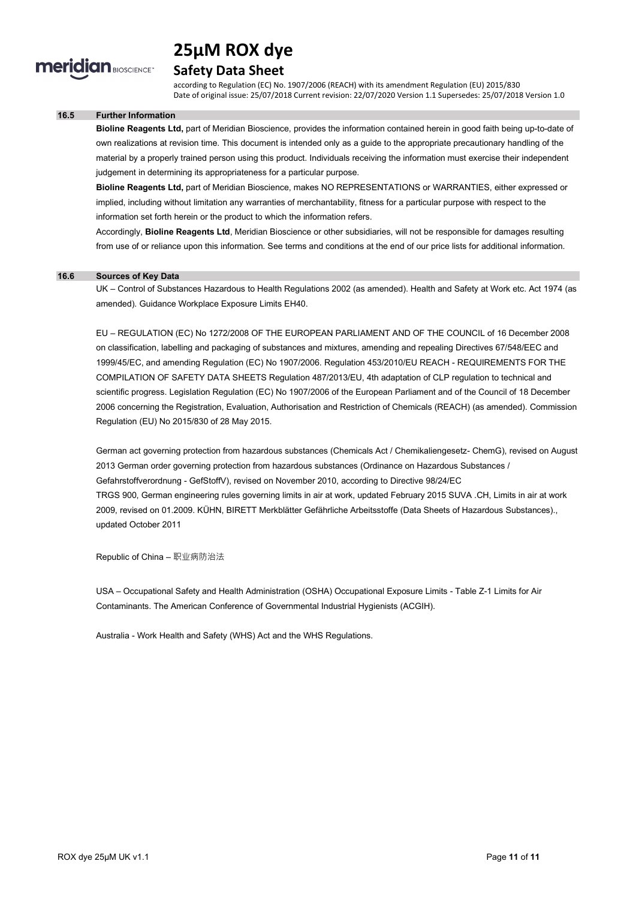### 16.5 Further Information

**Bioline Reagents Ltd,** part of Meridian Bioscience, provides the information contained herein in good faith being up-to-date of own realizations at revision time. This document is intended only as a guide to the appropriate precautionary handling of the material by a properly trained person using this product. Individuals receiving the information must exercise their independent judgement in determining its appropriateness for a particular purpose.

**Bioline Reagents Ltd,** part of Meridian Bioscience, makes NO REPRESENTATIONS or WARRANTIES, either expressed or implied, including without limitation any warranties of merchantability, fitness for a particular purpose with respect to the information set forth herein or the product to which the information refers.

Accordingly, **Bioline Reagents Ltd**, Meridian Bioscience or other subsidiaries, will not be responsible for damages resulting from use of or reliance upon this information. See terms and conditions at the end of our price lists for additional information.

### 16.6 Sources of Key Data

UK – Control of Substances Hazardous to Health Regulations 2002 (as amended). Health and Safety at Work etc. Act 1974 (as amended). Guidance Workplace Exposure Limits EH40.

EU – REGULATION (EC) No 1272/2008 OF THE EUROPEAN PARLIAMENT AND OF THE COUNCIL of 16 December 2008 on classification, labelling and packaging of substances and mixtures, amending and repealing Directives 67/548/EEC and 1999/45/EC, and amending Regulation (EC) No 1907/2006. Regulation 453/2010/EU REACH - REQUIREMENTS FOR THE COMPILATION OF SAFETY DATA SHEETS Regulation 487/2013/EU, 4th adaptation of CLP regulation to technical and scientific progress. Legislation Regulation (EC) No 1907/2006 of the European Parliament and of the Council of 18 December 2006 concerning the Registration, Evaluation, Authorisation and Restriction of Chemicals (REACH) (as amended). Commission Regulation (EU) No 2015/830 of 28 May 2015.

German act governing protection from hazardous substances (Chemicals Act / Chemikaliengesetz- ChemG), revised on August 2013 German order governing protection from hazardous substances (Ordinance on Hazardous Substances / Gefahrstoffverordnung - GefStoffV), revised on November 2010, according to Directive 98/24/EC
TRGS 900, German engineering rules governing limits in air at work, updated February 2015 SUVA .CH, Limits in air at work 2009, revised on 01.2009. KÜHN, BIRETT Merkblätter Gefährliche Arbeitsstoffe (Data Sheets of Hazardous Substances)., updated October 2011

Republic of China – 职业病防治法

USA – Occupational Safety and Health Administration (OSHA) Occupational Exposure Limits - Table Z-1 Limits for Air Contaminants. The American Conference of Governmental Industrial Hygienists (ACGIH).

Australia - Work Health and Safety (WHS) Act and the WHS Regulations.